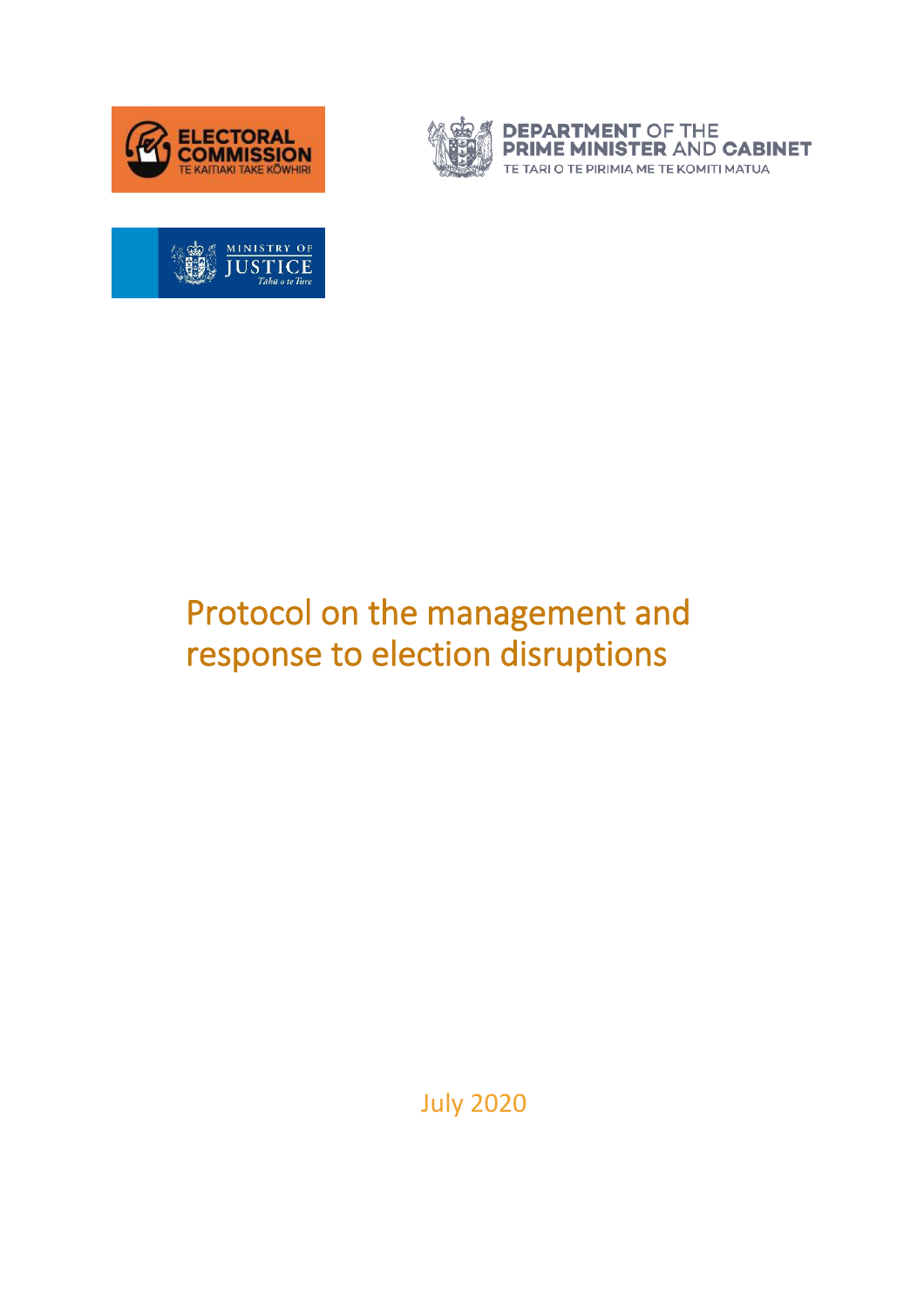ELECTORAL COMMISSION
TE KAITIAKI TAKE KŌWHIRI

DEPARTMENT OF THE PRIME MINISTER AND CABINET
TE TARI O TE PIRIMIA ME TE KOMITI MATUA

MINISTRY OF JUSTICE
Tāhū o te Ture

# Protocol on the management and response to election disruptions

July 2020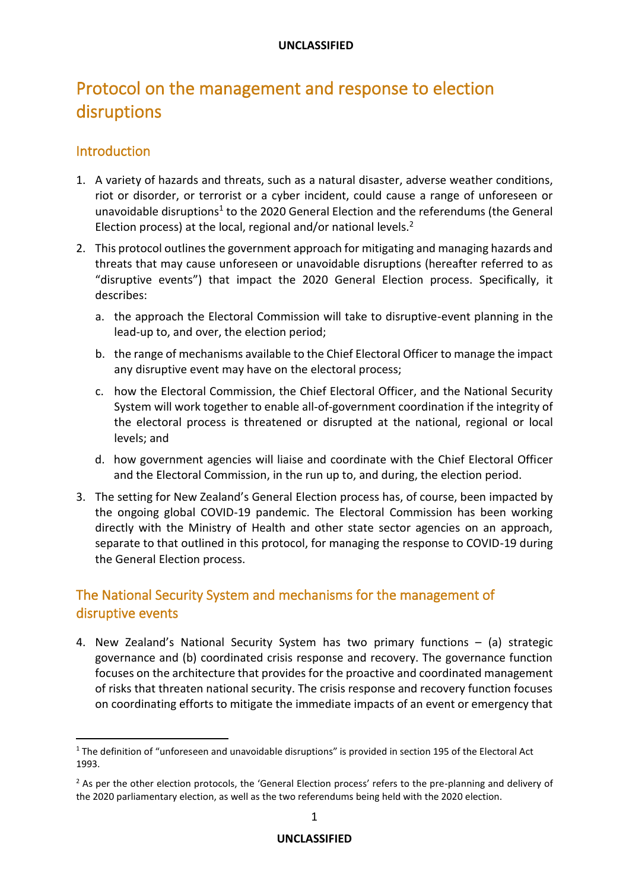# Protocol on the management and response to election disruptions

## Introduction

1. A variety of hazards and threats, such as a natural disaster, adverse weather conditions, riot or disorder, or terrorist or a cyber incident, could cause a range of unforeseen or unavoidable disruptions[1] to the 2020 General Election and the referendums (the General Election process) at the local, regional and/or national levels.[2]

2. This protocol outlines the government approach for mitigating and managing hazards and threats that may cause unforeseen or unavoidable disruptions (hereafter referred to as "disruptive events") that impact the 2020 General Election process. Specifically, it describes:

   a. the approach the Electoral Commission will take to disruptive-event planning in the lead-up to, and over, the election period;

   b. the range of mechanisms available to the Chief Electoral Officer to manage the impact any disruptive event may have on the electoral process;

   c. how the Electoral Commission, the Chief Electoral Officer, and the National Security System will work together to enable all-of-government coordination if the integrity of the electoral process is threatened or disrupted at the national, regional or local levels; and

   d. how government agencies will liaise and coordinate with the Chief Electoral Officer and the Electoral Commission, in the run up to, and during, the election period.

3. The setting for New Zealand's General Election process has, of course, been impacted by the ongoing global COVID-19 pandemic. The Electoral Commission has been working directly with the Ministry of Health and other state sector agencies on an approach, separate to that outlined in this protocol, for managing the response to COVID-19 during the General Election process.

## The National Security System and mechanisms for the management of disruptive events

4. New Zealand's National Security System has two primary functions – (a) strategic governance and (b) coordinated crisis response and recovery. The governance function focuses on the architecture that provides for the proactive and coordinated management of risks that threaten national security. The crisis response and recovery function focuses on coordinating efforts to mitigate the immediate impacts of an event or emergency that

---

[1] The definition of "unforeseen and unavoidable disruptions" is provided in section 195 of the Electoral Act 1993.

[2] As per the other election protocols, the 'General Election process' refers to the pre-planning and delivery of the 2020 parliamentary election, as well as the two referendums being held with the 2020 election.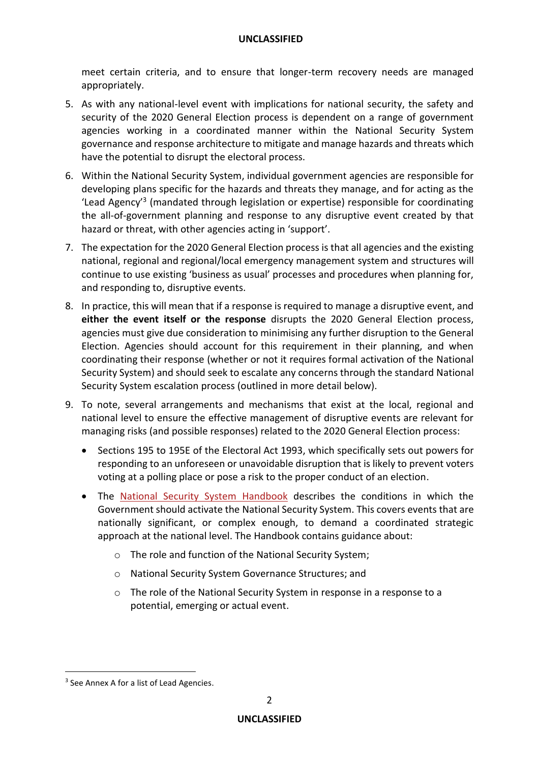meet certain criteria, and to ensure that longer-term recovery needs are managed appropriately.

5. As with any national-level event with implications for national security, the safety and security of the 2020 General Election process is dependent on a range of government agencies working in a coordinated manner within the National Security System governance and response architecture to mitigate and manage hazards and threats which have the potential to disrupt the electoral process.

6. Within the National Security System, individual government agencies are responsible for developing plans specific for the hazards and threats they manage, and for acting as the 'Lead Agency'[3] (mandated through legislation or expertise) responsible for coordinating the all-of-government planning and response to any disruptive event created by that hazard or threat, with other agencies acting in 'support'.

7. The expectation for the 2020 General Election process is that all agencies and the existing national, regional and regional/local emergency management system and structures will continue to use existing 'business as usual' processes and procedures when planning for, and responding to, disruptive events.

8. In practice, this will mean that if a response is required to manage a disruptive event, and **either the event itself or the response** disrupts the 2020 General Election process, agencies must give due consideration to minimising any further disruption to the General Election. Agencies should account for this requirement in their planning, and when coordinating their response (whether or not it requires formal activation of the National Security System) and should seek to escalate any concerns through the standard National Security System escalation process (outlined in more detail below).

9. To note, several arrangements and mechanisms that exist at the local, regional and national level to ensure the effective management of disruptive events are relevant for managing risks (and possible responses) related to the 2020 General Election process:

   - Sections 195 to 195E of the Electoral Act 1993, which specifically sets out powers for responding to an unforeseen or unavoidable disruption that is likely to prevent voters voting at a polling place or pose a risk to the proper conduct of an election.

   - The National Security System Handbook describes the conditions in which the Government should activate the National Security System. This covers events that are nationally significant, or complex enough, to demand a coordinated strategic approach at the national level. The Handbook contains guidance about:

     - The role and function of the National Security System;
     - National Security System Governance Structures; and
     - The role of the National Security System in response in a response to a potential, emerging or actual event.

---

[3] See Annex A for a list of Lead Agencies.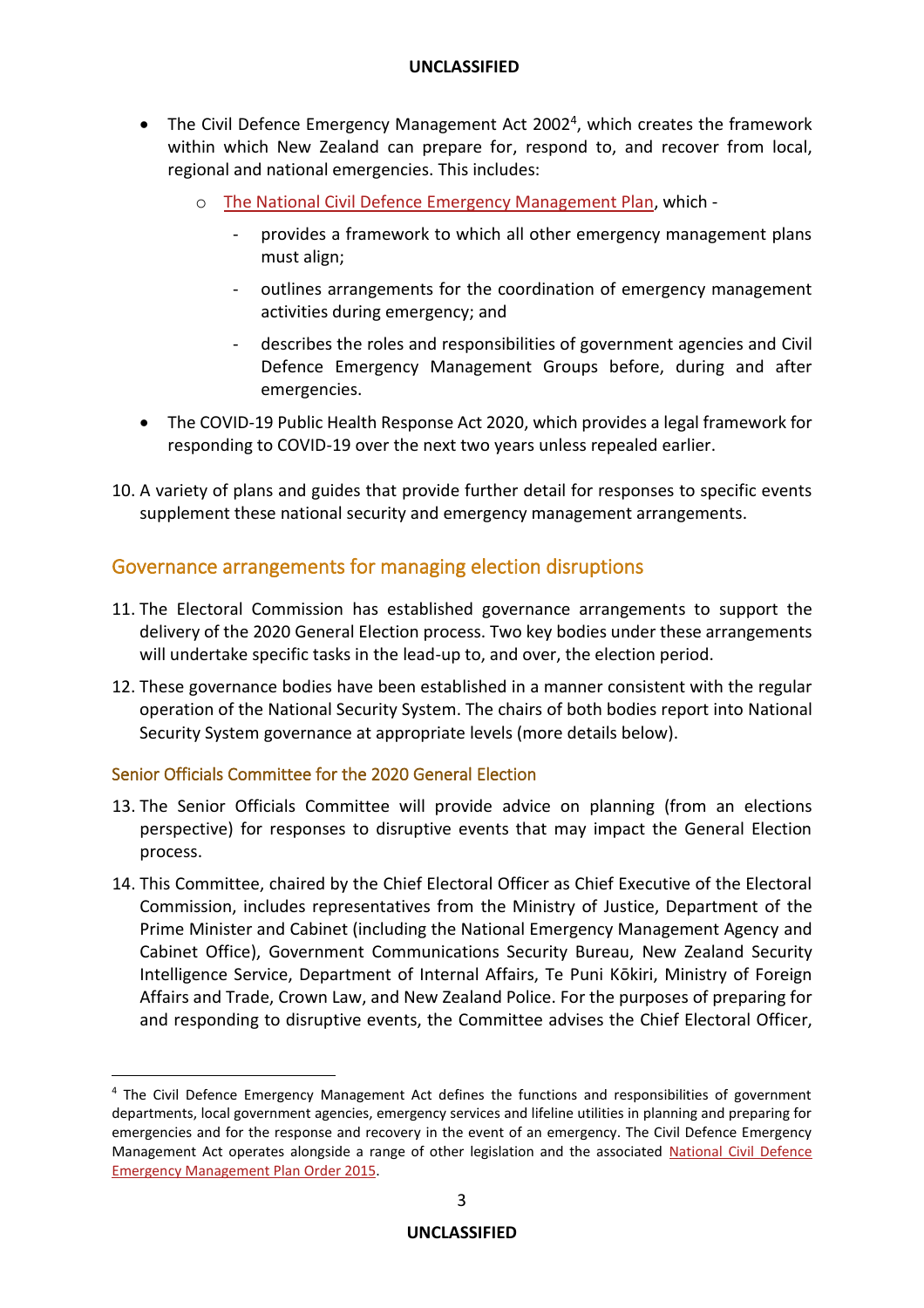- The Civil Defence Emergency Management Act 2002[4], which creates the framework within which New Zealand can prepare for, respond to, and recover from local, regional and national emergencies. This includes:
  - The National Civil Defence Emergency Management Plan, which -
    - provides a framework to which all other emergency management plans must align;
    - outlines arrangements for the coordination of emergency management activities during emergency; and
    - describes the roles and responsibilities of government agencies and Civil Defence Emergency Management Groups before, during and after emergencies.
- The COVID-19 Public Health Response Act 2020, which provides a legal framework for responding to COVID-19 over the next two years unless repealed earlier.

10. A variety of plans and guides that provide further detail for responses to specific events supplement these national security and emergency management arrangements.

## Governance arrangements for managing election disruptions

11. The Electoral Commission has established governance arrangements to support the delivery of the 2020 General Election process. Two key bodies under these arrangements will undertake specific tasks in the lead-up to, and over, the election period.

12. These governance bodies have been established in a manner consistent with the regular operation of the National Security System. The chairs of both bodies report into National Security System governance at appropriate levels (more details below).

### Senior Officials Committee for the 2020 General Election

13. The Senior Officials Committee will provide advice on planning (from an elections perspective) for responses to disruptive events that may impact the General Election process.

14. This Committee, chaired by the Chief Electoral Officer as Chief Executive of the Electoral Commission, includes representatives from the Ministry of Justice, Department of the Prime Minister and Cabinet (including the National Emergency Management Agency and Cabinet Office), Government Communications Security Bureau, New Zealand Security Intelligence Service, Department of Internal Affairs, Te Puni Kōkiri, Ministry of Foreign Affairs and Trade, Crown Law, and New Zealand Police. For the purposes of preparing for and responding to disruptive events, the Committee advises the Chief Electoral Officer,

[4] The Civil Defence Emergency Management Act defines the functions and responsibilities of government departments, local government agencies, emergency services and lifeline utilities in planning and preparing for emergencies and for the response and recovery in the event of an emergency. The Civil Defence Emergency Management Act operates alongside a range of other legislation and the associated National Civil Defence Emergency Management Plan Order 2015.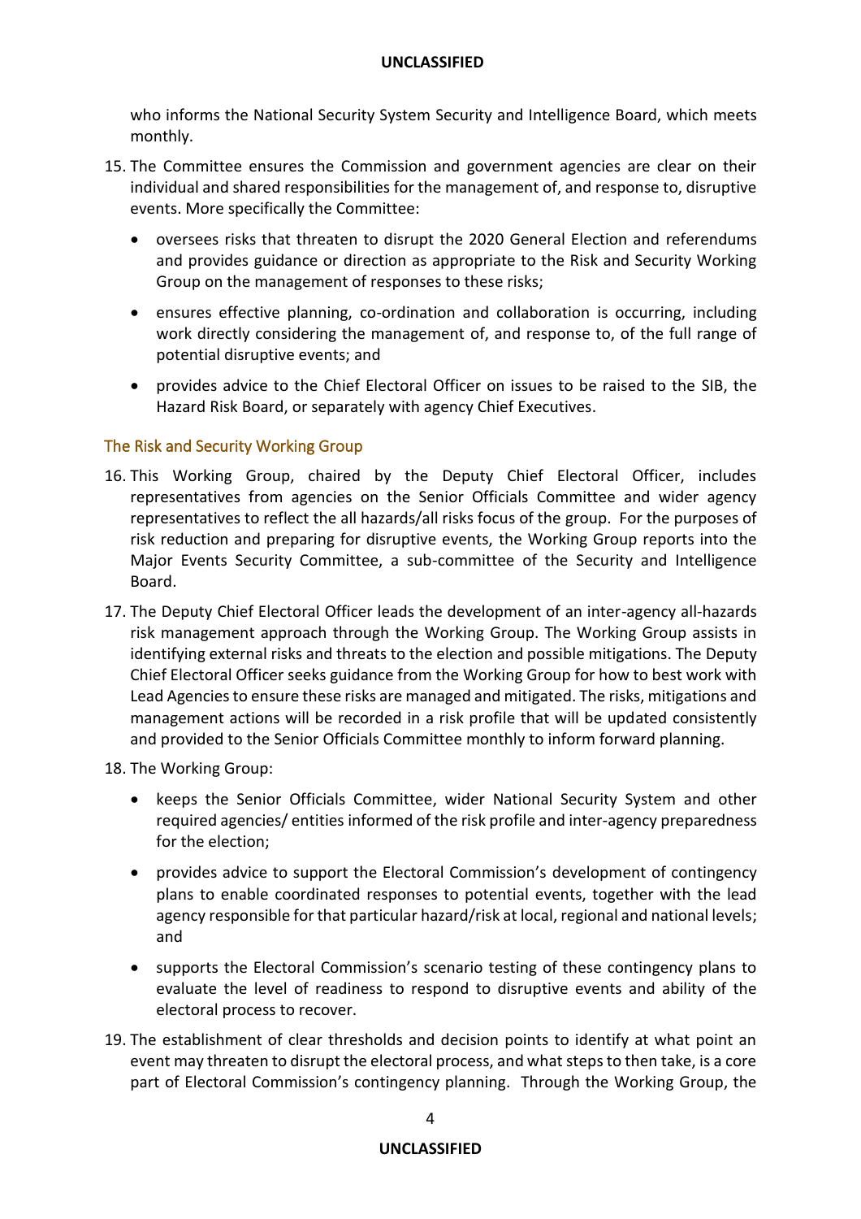who informs the National Security System Security and Intelligence Board, which meets monthly.

15. The Committee ensures the Commission and government agencies are clear on their individual and shared responsibilities for the management of, and response to, disruptive events. More specifically the Committee:
    - oversees risks that threaten to disrupt the 2020 General Election and referendums and provides guidance or direction as appropriate to the Risk and Security Working Group on the management of responses to these risks;
    - ensures effective planning, co-ordination and collaboration is occurring, including work directly considering the management of, and response to, of the full range of potential disruptive events; and
    - provides advice to the Chief Electoral Officer on issues to be raised to the SIB, the Hazard Risk Board, or separately with agency Chief Executives.

## The Risk and Security Working Group

16. This Working Group, chaired by the Deputy Chief Electoral Officer, includes representatives from agencies on the Senior Officials Committee and wider agency representatives to reflect the all hazards/all risks focus of the group. For the purposes of risk reduction and preparing for disruptive events, the Working Group reports into the Major Events Security Committee, a sub-committee of the Security and Intelligence Board.

17. The Deputy Chief Electoral Officer leads the development of an inter-agency all-hazards risk management approach through the Working Group. The Working Group assists in identifying external risks and threats to the election and possible mitigations. The Deputy Chief Electoral Officer seeks guidance from the Working Group for how to best work with Lead Agencies to ensure these risks are managed and mitigated. The risks, mitigations and management actions will be recorded in a risk profile that will be updated consistently and provided to the Senior Officials Committee monthly to inform forward planning.

18. The Working Group:
    - keeps the Senior Officials Committee, wider National Security System and other required agencies/ entities informed of the risk profile and inter-agency preparedness for the election;
    - provides advice to support the Electoral Commission's development of contingency plans to enable coordinated responses to potential events, together with the lead agency responsible for that particular hazard/risk at local, regional and national levels; and
    - supports the Electoral Commission's scenario testing of these contingency plans to evaluate the level of readiness to respond to disruptive events and ability of the electoral process to recover.

19. The establishment of clear thresholds and decision points to identify at what point an event may threaten to disrupt the electoral process, and what steps to then take, is a core part of Electoral Commission's contingency planning. Through the Working Group, the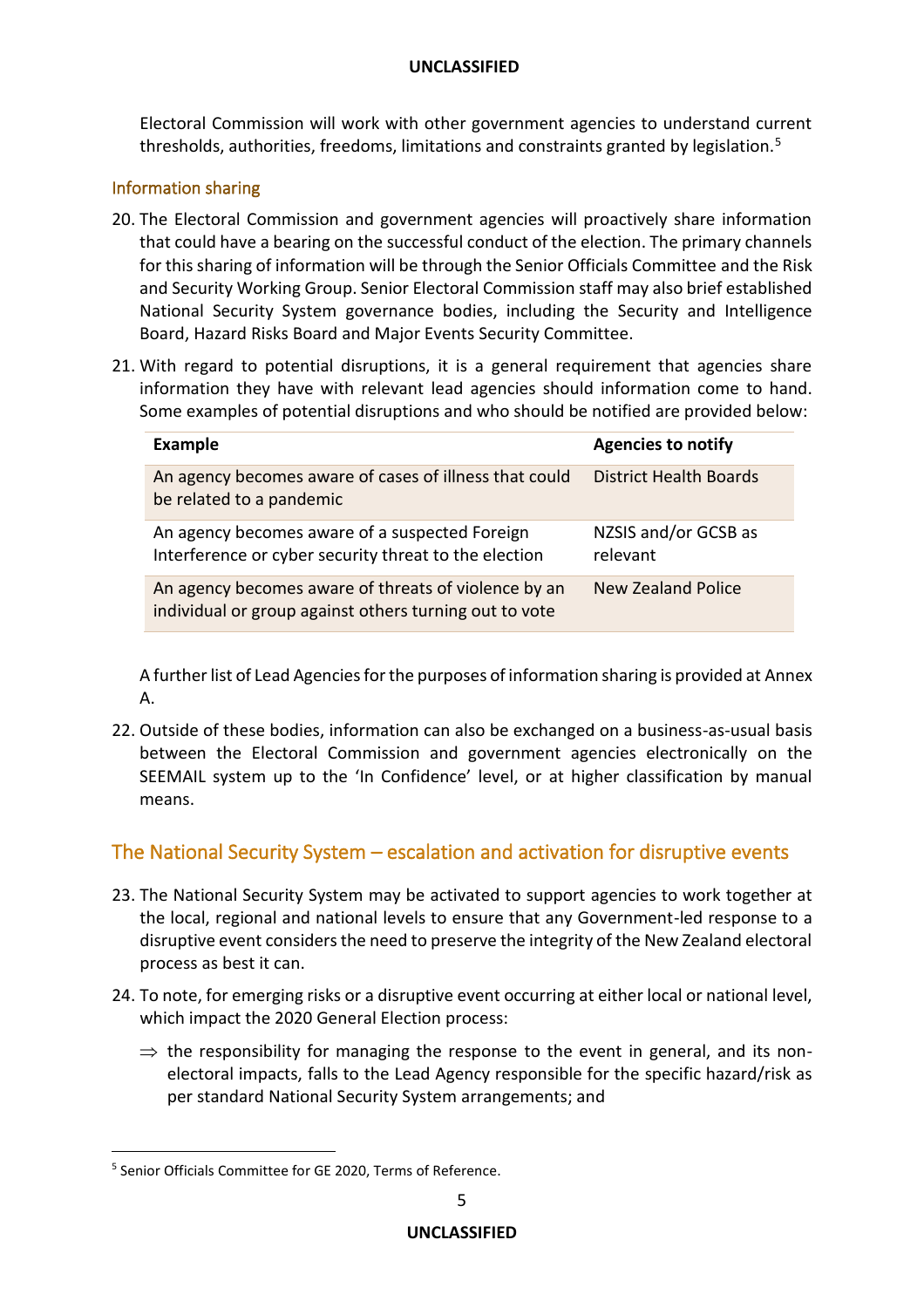Electoral Commission will work with other government agencies to understand current thresholds, authorities, freedoms, limitations and constraints granted by legislation.[5]

### Information sharing

20. The Electoral Commission and government agencies will proactively share information that could have a bearing on the successful conduct of the election. The primary channels for this sharing of information will be through the Senior Officials Committee and the Risk and Security Working Group. Senior Electoral Commission staff may also brief established National Security System governance bodies, including the Security and Intelligence Board, Hazard Risks Board and Major Events Security Committee.

21. With regard to potential disruptions, it is a general requirement that agencies share information they have with relevant lead agencies should information come to hand. Some examples of potential disruptions and who should be notified are provided below:

| Example | Agencies to notify |
|---|---|
| An agency becomes aware of cases of illness that could be related to a pandemic | District Health Boards |
| An agency becomes aware of a suspected Foreign Interference or cyber security threat to the election | NZSIS and/or GCSB as relevant |
| An agency becomes aware of threats of violence by an individual or group against others turning out to vote | New Zealand Police |

A further list of Lead Agencies for the purposes of information sharing is provided at Annex A.

22. Outside of these bodies, information can also be exchanged on a business-as-usual basis between the Electoral Commission and government agencies electronically on the SEEMAIL system up to the 'In Confidence' level, or at higher classification by manual means.

## The National Security System – escalation and activation for disruptive events

23. The National Security System may be activated to support agencies to work together at the local, regional and national levels to ensure that any Government-led response to a disruptive event considers the need to preserve the integrity of the New Zealand electoral process as best it can.

24. To note, for emerging risks or a disruptive event occurring at either local or national level, which impact the 2020 General Election process:

    ⇒ the responsibility for managing the response to the event in general, and its non-electoral impacts, falls to the Lead Agency responsible for the specific hazard/risk as per standard National Security System arrangements; and

[5] Senior Officials Committee for GE 2020, Terms of Reference.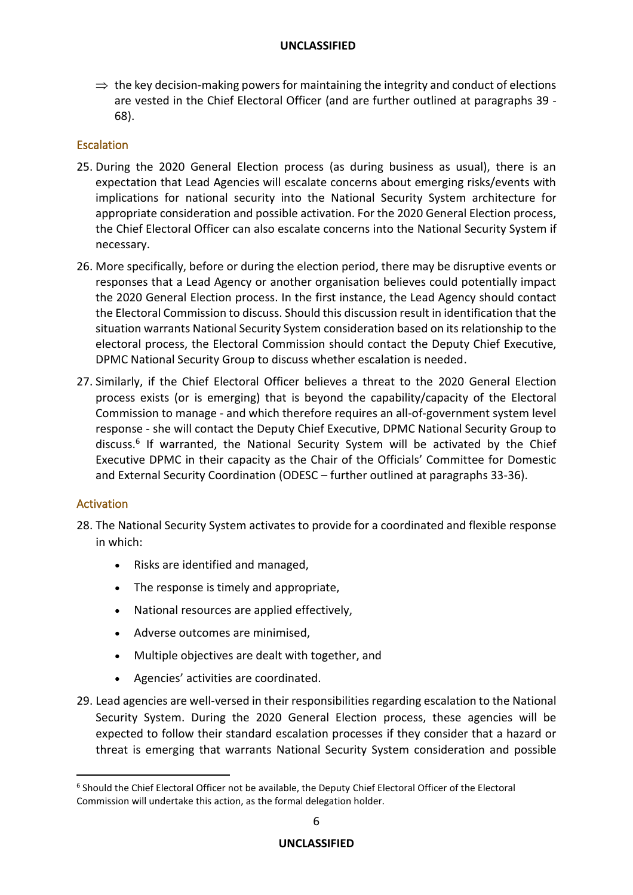⇒ the key decision-making powers for maintaining the integrity and conduct of elections are vested in the Chief Electoral Officer (and are further outlined at paragraphs 39 - 68).

## Escalation

25. During the 2020 General Election process (as during business as usual), there is an expectation that Lead Agencies will escalate concerns about emerging risks/events with implications for national security into the National Security System architecture for appropriate consideration and possible activation. For the 2020 General Election process, the Chief Electoral Officer can also escalate concerns into the National Security System if necessary.

26. More specifically, before or during the election period, there may be disruptive events or responses that a Lead Agency or another organisation believes could potentially impact the 2020 General Election process. In the first instance, the Lead Agency should contact the Electoral Commission to discuss. Should this discussion result in identification that the situation warrants National Security System consideration based on its relationship to the electoral process, the Electoral Commission should contact the Deputy Chief Executive, DPMC National Security Group to discuss whether escalation is needed.

27. Similarly, if the Chief Electoral Officer believes a threat to the 2020 General Election process exists (or is emerging) that is beyond the capability/capacity of the Electoral Commission to manage - and which therefore requires an all-of-government system level response - she will contact the Deputy Chief Executive, DPMC National Security Group to discuss.[6] If warranted, the National Security System will be activated by the Chief Executive DPMC in their capacity as the Chair of the Officials' Committee for Domestic and External Security Coordination (ODESC – further outlined at paragraphs 33-36).

## Activation

28. The National Security System activates to provide for a coordinated and flexible response in which:
    - Risks are identified and managed,
    - The response is timely and appropriate,
    - National resources are applied effectively,
    - Adverse outcomes are minimised,
    - Multiple objectives are dealt with together, and
    - Agencies' activities are coordinated.

29. Lead agencies are well-versed in their responsibilities regarding escalation to the National Security System. During the 2020 General Election process, these agencies will be expected to follow their standard escalation processes if they consider that a hazard or threat is emerging that warrants National Security System consideration and possible

[6] Should the Chief Electoral Officer not be available, the Deputy Chief Electoral Officer of the Electoral Commission will undertake this action, as the formal delegation holder.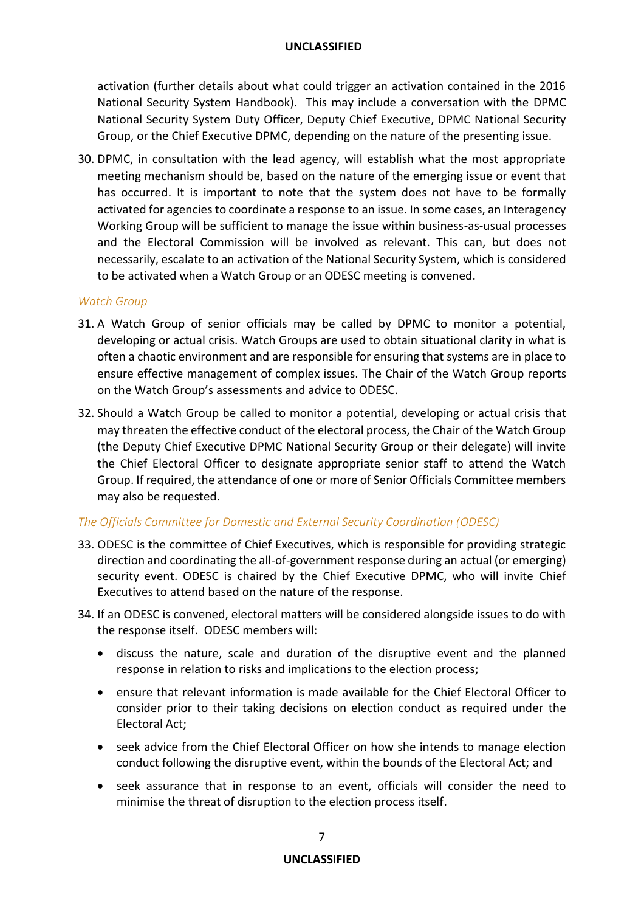activation (further details about what could trigger an activation contained in the 2016 National Security System Handbook). This may include a conversation with the DPMC National Security System Duty Officer, Deputy Chief Executive, DPMC National Security Group, or the Chief Executive DPMC, depending on the nature of the presenting issue.

30. DPMC, in consultation with the lead agency, will establish what the most appropriate meeting mechanism should be, based on the nature of the emerging issue or event that has occurred. It is important to note that the system does not have to be formally activated for agencies to coordinate a response to an issue. In some cases, an Interagency Working Group will be sufficient to manage the issue within business-as-usual processes and the Electoral Commission will be involved as relevant. This can, but does not necessarily, escalate to an activation of the National Security System, which is considered to be activated when a Watch Group or an ODESC meeting is convened.

*Watch Group*

31. A Watch Group of senior officials may be called by DPMC to monitor a potential, developing or actual crisis. Watch Groups are used to obtain situational clarity in what is often a chaotic environment and are responsible for ensuring that systems are in place to ensure effective management of complex issues. The Chair of the Watch Group reports on the Watch Group's assessments and advice to ODESC.

32. Should a Watch Group be called to monitor a potential, developing or actual crisis that may threaten the effective conduct of the electoral process, the Chair of the Watch Group (the Deputy Chief Executive DPMC National Security Group or their delegate) will invite the Chief Electoral Officer to designate appropriate senior staff to attend the Watch Group. If required, the attendance of one or more of Senior Officials Committee members may also be requested.

*The Officials Committee for Domestic and External Security Coordination (ODESC)*

33. ODESC is the committee of Chief Executives, which is responsible for providing strategic direction and coordinating the all-of-government response during an actual (or emerging) security event. ODESC is chaired by the Chief Executive DPMC, who will invite Chief Executives to attend based on the nature of the response.

34. If an ODESC is convened, electoral matters will be considered alongside issues to do with the response itself. ODESC members will:

    - discuss the nature, scale and duration of the disruptive event and the planned response in relation to risks and implications to the election process;
    - ensure that relevant information is made available for the Chief Electoral Officer to consider prior to their taking decisions on election conduct as required under the Electoral Act;
    - seek advice from the Chief Electoral Officer on how she intends to manage election conduct following the disruptive event, within the bounds of the Electoral Act; and
    - seek assurance that in response to an event, officials will consider the need to minimise the threat of disruption to the election process itself.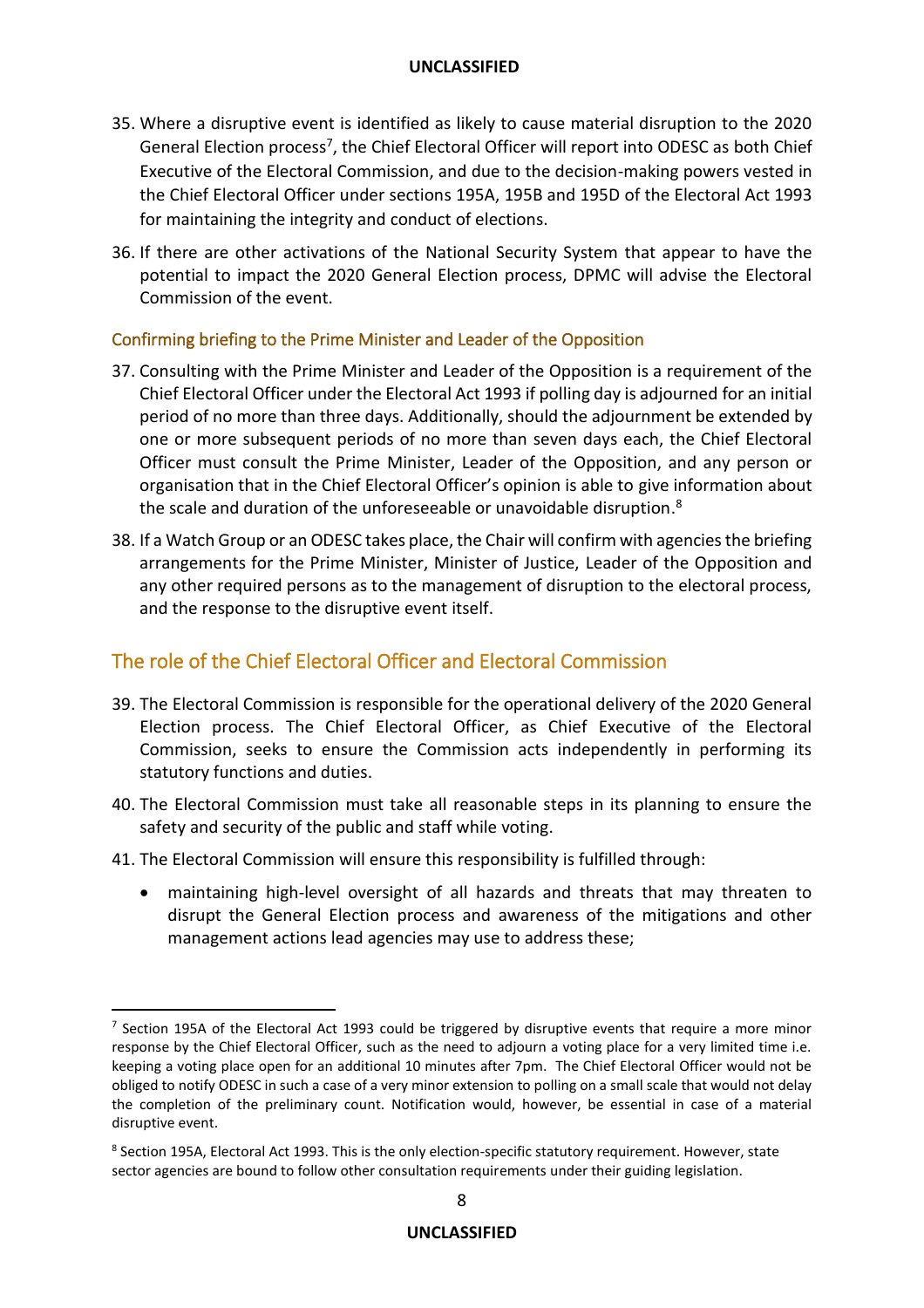35. Where a disruptive event is identified as likely to cause material disruption to the 2020 General Election process[7], the Chief Electoral Officer will report into ODESC as both Chief Executive of the Electoral Commission, and due to the decision-making powers vested in the Chief Electoral Officer under sections 195A, 195B and 195D of the Electoral Act 1993 for maintaining the integrity and conduct of elections.

36. If there are other activations of the National Security System that appear to have the potential to impact the 2020 General Election process, DPMC will advise the Electoral Commission of the event.

### Confirming briefing to the Prime Minister and Leader of the Opposition

37. Consulting with the Prime Minister and Leader of the Opposition is a requirement of the Chief Electoral Officer under the Electoral Act 1993 if polling day is adjourned for an initial period of no more than three days. Additionally, should the adjournment be extended by one or more subsequent periods of no more than seven days each, the Chief Electoral Officer must consult the Prime Minister, Leader of the Opposition, and any person or organisation that in the Chief Electoral Officer's opinion is able to give information about the scale and duration of the unforeseeable or unavoidable disruption.[8]

38. If a Watch Group or an ODESC takes place, the Chair will confirm with agencies the briefing arrangements for the Prime Minister, Minister of Justice, Leader of the Opposition and any other required persons as to the management of disruption to the electoral process, and the response to the disruptive event itself.

## The role of the Chief Electoral Officer and Electoral Commission

39. The Electoral Commission is responsible for the operational delivery of the 2020 General Election process. The Chief Electoral Officer, as Chief Executive of the Electoral Commission, seeks to ensure the Commission acts independently in performing its statutory functions and duties.

40. The Electoral Commission must take all reasonable steps in its planning to ensure the safety and security of the public and staff while voting.

41. The Electoral Commission will ensure this responsibility is fulfilled through:

    - maintaining high-level oversight of all hazards and threats that may threaten to disrupt the General Election process and awareness of the mitigations and other management actions lead agencies may use to address these;

---

[7] Section 195A of the Electoral Act 1993 could be triggered by disruptive events that require a more minor response by the Chief Electoral Officer, such as the need to adjourn a voting place for a very limited time i.e. keeping a voting place open for an additional 10 minutes after 7pm. The Chief Electoral Officer would not be obliged to notify ODESC in such a case of a very minor extension to polling on a small scale that would not delay the completion of the preliminary count. Notification would, however, be essential in case of a material disruptive event.

[8] Section 195A, Electoral Act 1993. This is the only election-specific statutory requirement. However, state sector agencies are bound to follow other consultation requirements under their guiding legislation.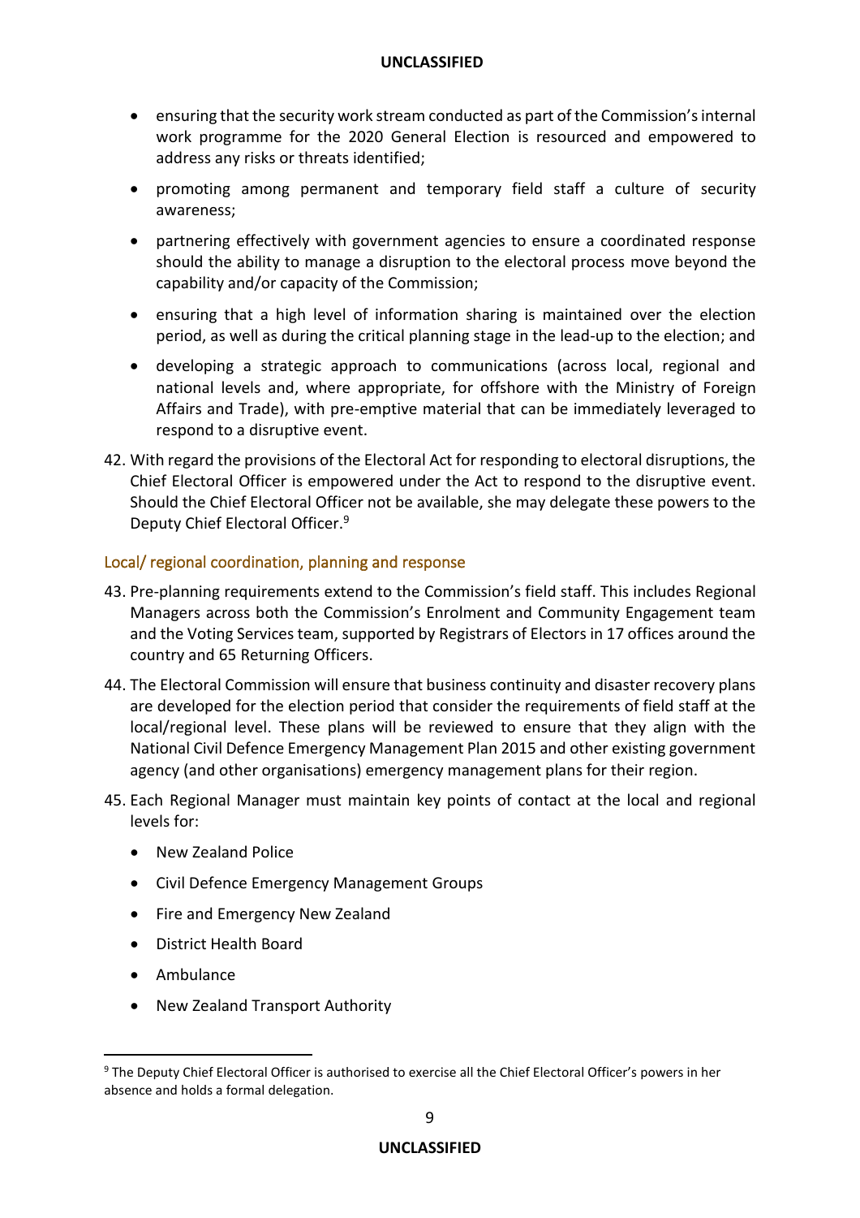- ensuring that the security work stream conducted as part of the Commission's internal work programme for the 2020 General Election is resourced and empowered to address any risks or threats identified;
- promoting among permanent and temporary field staff a culture of security awareness;
- partnering effectively with government agencies to ensure a coordinated response should the ability to manage a disruption to the electoral process move beyond the capability and/or capacity of the Commission;
- ensuring that a high level of information sharing is maintained over the election period, as well as during the critical planning stage in the lead-up to the election; and
- developing a strategic approach to communications (across local, regional and national levels and, where appropriate, for offshore with the Ministry of Foreign Affairs and Trade), with pre-emptive material that can be immediately leveraged to respond to a disruptive event.

42. With regard the provisions of the Electoral Act for responding to electoral disruptions, the Chief Electoral Officer is empowered under the Act to respond to the disruptive event. Should the Chief Electoral Officer not be available, she may delegate these powers to the Deputy Chief Electoral Officer.[9]

## Local/ regional coordination, planning and response

43. Pre-planning requirements extend to the Commission's field staff. This includes Regional Managers across both the Commission's Enrolment and Community Engagement team and the Voting Services team, supported by Registrars of Electors in 17 offices around the country and 65 Returning Officers.

44. The Electoral Commission will ensure that business continuity and disaster recovery plans are developed for the election period that consider the requirements of field staff at the local/regional level. These plans will be reviewed to ensure that they align with the National Civil Defence Emergency Management Plan 2015 and other existing government agency (and other organisations) emergency management plans for their region.

45. Each Regional Manager must maintain key points of contact at the local and regional levels for:
    - New Zealand Police
    - Civil Defence Emergency Management Groups
    - Fire and Emergency New Zealand
    - District Health Board
    - Ambulance
    - New Zealand Transport Authority

[9] The Deputy Chief Electoral Officer is authorised to exercise all the Chief Electoral Officer's powers in her absence and holds a formal delegation.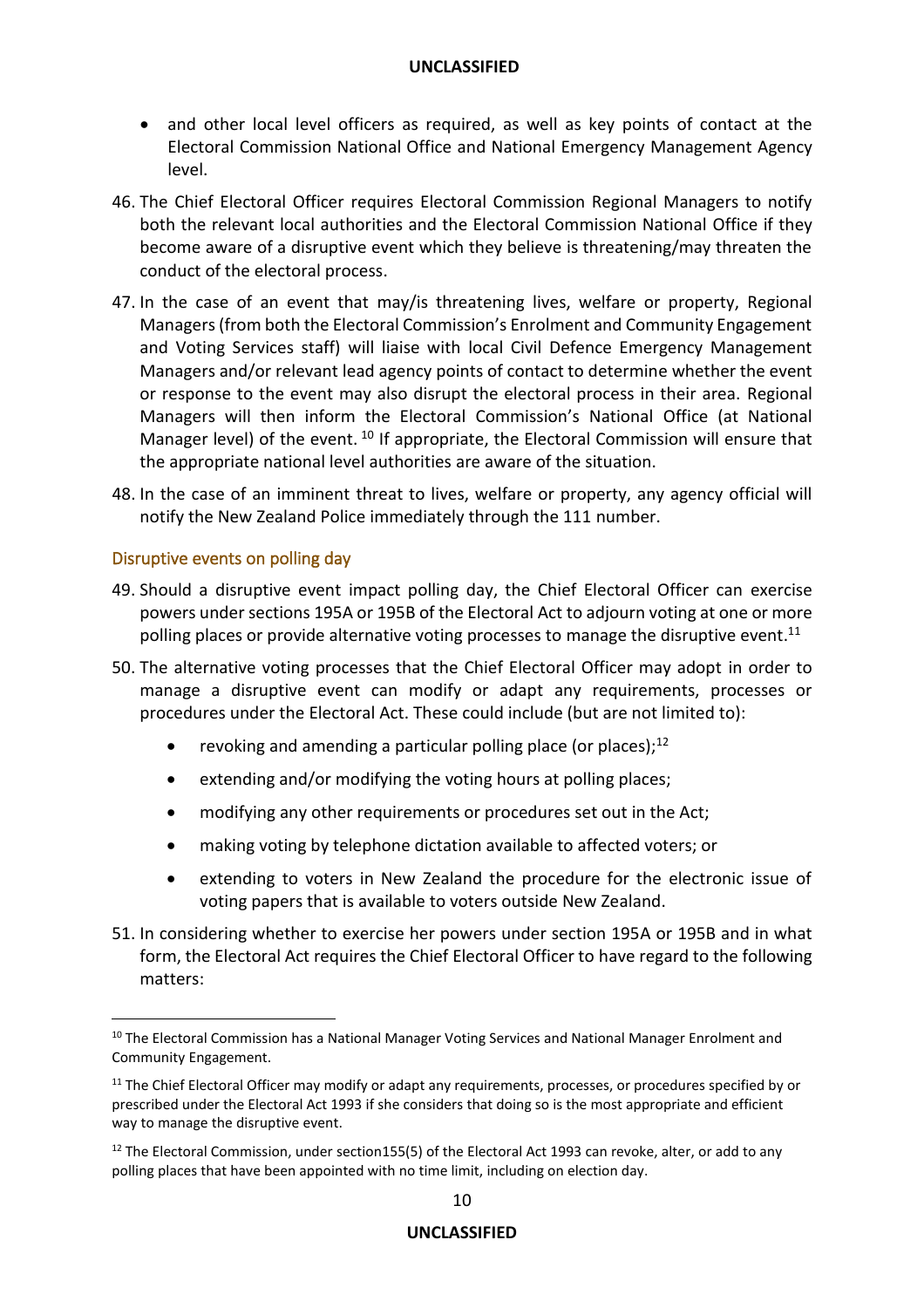- and other local level officers as required, as well as key points of contact at the Electoral Commission National Office and National Emergency Management Agency level.

46. The Chief Electoral Officer requires Electoral Commission Regional Managers to notify both the relevant local authorities and the Electoral Commission National Office if they become aware of a disruptive event which they believe is threatening/may threaten the conduct of the electoral process.

47. In the case of an event that may/is threatening lives, welfare or property, Regional Managers (from both the Electoral Commission's Enrolment and Community Engagement and Voting Services staff) will liaise with local Civil Defence Emergency Management Managers and/or relevant lead agency points of contact to determine whether the event or response to the event may also disrupt the electoral process in their area. Regional Managers will then inform the Electoral Commission's National Office (at National Manager level) of the event. [10] If appropriate, the Electoral Commission will ensure that the appropriate national level authorities are aware of the situation.

48. In the case of an imminent threat to lives, welfare or property, any agency official will notify the New Zealand Police immediately through the 111 number.

## Disruptive events on polling day

49. Should a disruptive event impact polling day, the Chief Electoral Officer can exercise powers under sections 195A or 195B of the Electoral Act to adjourn voting at one or more polling places or provide alternative voting processes to manage the disruptive event.[11]

50. The alternative voting processes that the Chief Electoral Officer may adopt in order to manage a disruptive event can modify or adapt any requirements, processes or procedures under the Electoral Act. These could include (but are not limited to):
    - revoking and amending a particular polling place (or places);[12]
    - extending and/or modifying the voting hours at polling places;
    - modifying any other requirements or procedures set out in the Act;
    - making voting by telephone dictation available to affected voters; or
    - extending to voters in New Zealand the procedure for the electronic issue of voting papers that is available to voters outside New Zealand.

51. In considering whether to exercise her powers under section 195A or 195B and in what form, the Electoral Act requires the Chief Electoral Officer to have regard to the following matters:

---

[10] The Electoral Commission has a National Manager Voting Services and National Manager Enrolment and Community Engagement.

[11] The Chief Electoral Officer may modify or adapt any requirements, processes, or procedures specified by or prescribed under the Electoral Act 1993 if she considers that doing so is the most appropriate and efficient way to manage the disruptive event.

[12] The Electoral Commission, under section155(5) of the Electoral Act 1993 can revoke, alter, or add to any polling places that have been appointed with no time limit, including on election day.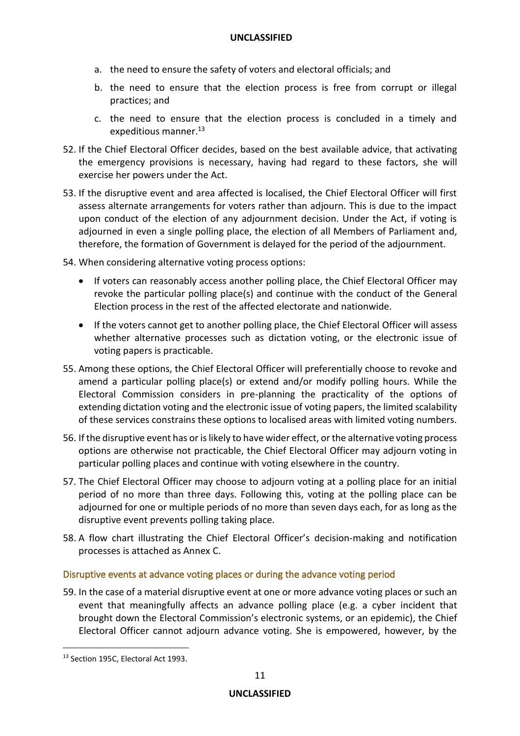a. the need to ensure the safety of voters and electoral officials; and

b. the need to ensure that the election process is free from corrupt or illegal practices; and

c. the need to ensure that the election process is concluded in a timely and expeditious manner.[13]

52. If the Chief Electoral Officer decides, based on the best available advice, that activating the emergency provisions is necessary, having had regard to these factors, she will exercise her powers under the Act.

53. If the disruptive event and area affected is localised, the Chief Electoral Officer will first assess alternate arrangements for voters rather than adjourn. This is due to the impact upon conduct of the election of any adjournment decision. Under the Act, if voting is adjourned in even a single polling place, the election of all Members of Parliament and, therefore, the formation of Government is delayed for the period of the adjournment.

54. When considering alternative voting process options:
    - If voters can reasonably access another polling place, the Chief Electoral Officer may revoke the particular polling place(s) and continue with the conduct of the General Election process in the rest of the affected electorate and nationwide.
    - If the voters cannot get to another polling place, the Chief Electoral Officer will assess whether alternative processes such as dictation voting, or the electronic issue of voting papers is practicable.

55. Among these options, the Chief Electoral Officer will preferentially choose to revoke and amend a particular polling place(s) or extend and/or modify polling hours. While the Electoral Commission considers in pre-planning the practicality of the options of extending dictation voting and the electronic issue of voting papers, the limited scalability of these services constrains these options to localised areas with limited voting numbers.

56. If the disruptive event has or is likely to have wider effect, or the alternative voting process options are otherwise not practicable, the Chief Electoral Officer may adjourn voting in particular polling places and continue with voting elsewhere in the country.

57. The Chief Electoral Officer may choose to adjourn voting at a polling place for an initial period of no more than three days. Following this, voting at the polling place can be adjourned for one or multiple periods of no more than seven days each, for as long as the disruptive event prevents polling taking place.

58. A flow chart illustrating the Chief Electoral Officer's decision-making and notification processes is attached as Annex C.

### Disruptive events at advance voting places or during the advance voting period

59. In the case of a material disruptive event at one or more advance voting places or such an event that meaningfully affects an advance polling place (e.g. a cyber incident that brought down the Electoral Commission's electronic systems, or an epidemic), the Chief Electoral Officer cannot adjourn advance voting. She is empowered, however, by the

---

[13] Section 195C, Electoral Act 1993.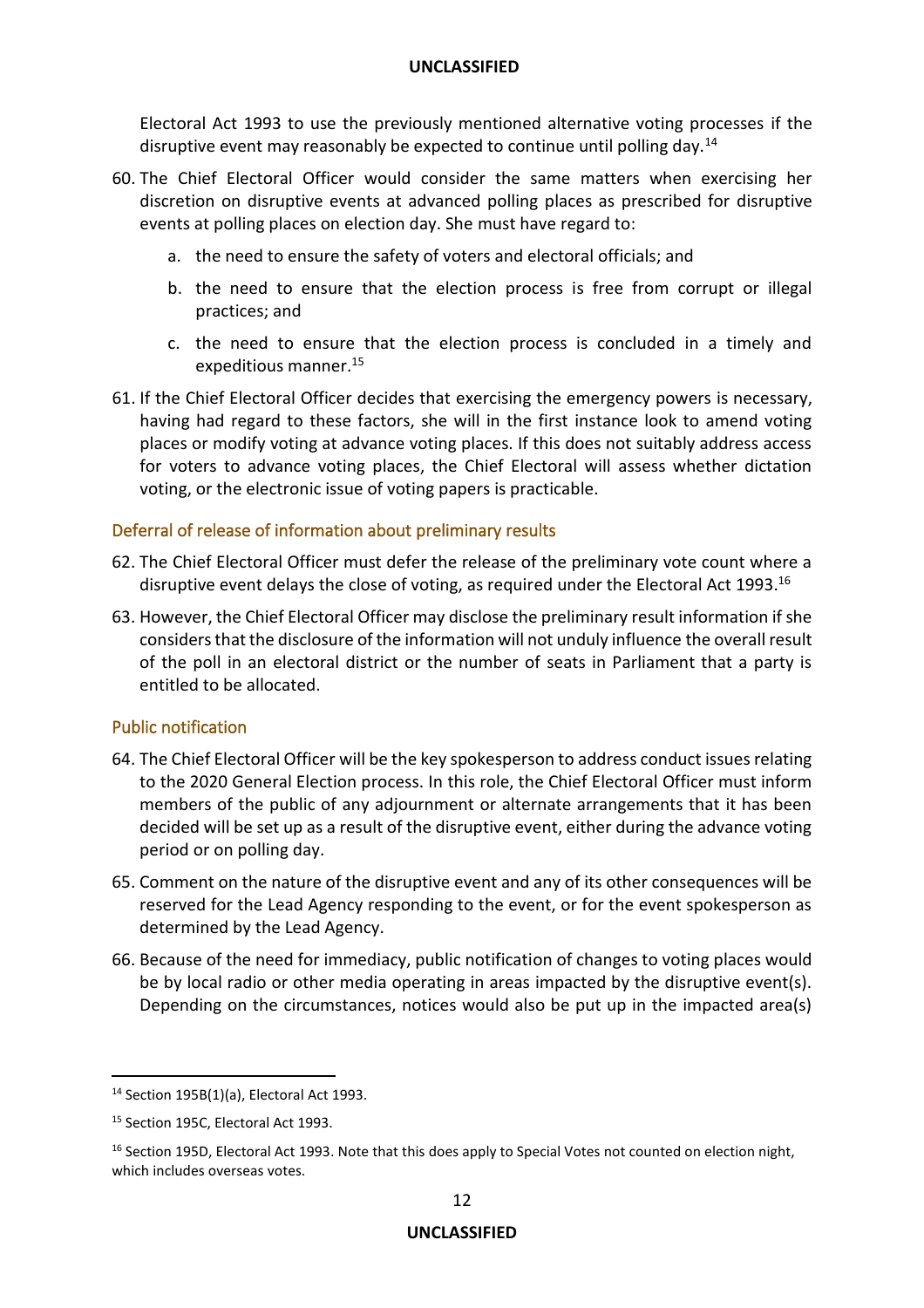Electoral Act 1993 to use the previously mentioned alternative voting processes if the disruptive event may reasonably be expected to continue until polling day.[14]

60. The Chief Electoral Officer would consider the same matters when exercising her discretion on disruptive events at advanced polling places as prescribed for disruptive events at polling places on election day. She must have regard to:
    a. the need to ensure the safety of voters and electoral officials; and
    b. the need to ensure that the election process is free from corrupt or illegal practices; and
    c. the need to ensure that the election process is concluded in a timely and expeditious manner.[15]

61. If the Chief Electoral Officer decides that exercising the emergency powers is necessary, having had regard to these factors, she will in the first instance look to amend voting places or modify voting at advance voting places. If this does not suitably address access for voters to advance voting places, the Chief Electoral will assess whether dictation voting, or the electronic issue of voting papers is practicable.

### Deferral of release of information about preliminary results

62. The Chief Electoral Officer must defer the release of the preliminary vote count where a disruptive event delays the close of voting, as required under the Electoral Act 1993.[16]

63. However, the Chief Electoral Officer may disclose the preliminary result information if she considers that the disclosure of the information will not unduly influence the overall result of the poll in an electoral district or the number of seats in Parliament that a party is entitled to be allocated.

### Public notification

64. The Chief Electoral Officer will be the key spokesperson to address conduct issues relating to the 2020 General Election process. In this role, the Chief Electoral Officer must inform members of the public of any adjournment or alternate arrangements that it has been decided will be set up as a result of the disruptive event, either during the advance voting period or on polling day.

65. Comment on the nature of the disruptive event and any of its other consequences will be reserved for the Lead Agency responding to the event, or for the event spokesperson as determined by the Lead Agency.

66. Because of the need for immediacy, public notification of changes to voting places would be by local radio or other media operating in areas impacted by the disruptive event(s). Depending on the circumstances, notices would also be put up in the impacted area(s)

---

[14] Section 195B(1)(a), Electoral Act 1993.

[15] Section 195C, Electoral Act 1993.

[16] Section 195D, Electoral Act 1993. Note that this does apply to Special Votes not counted on election night, which includes overseas votes.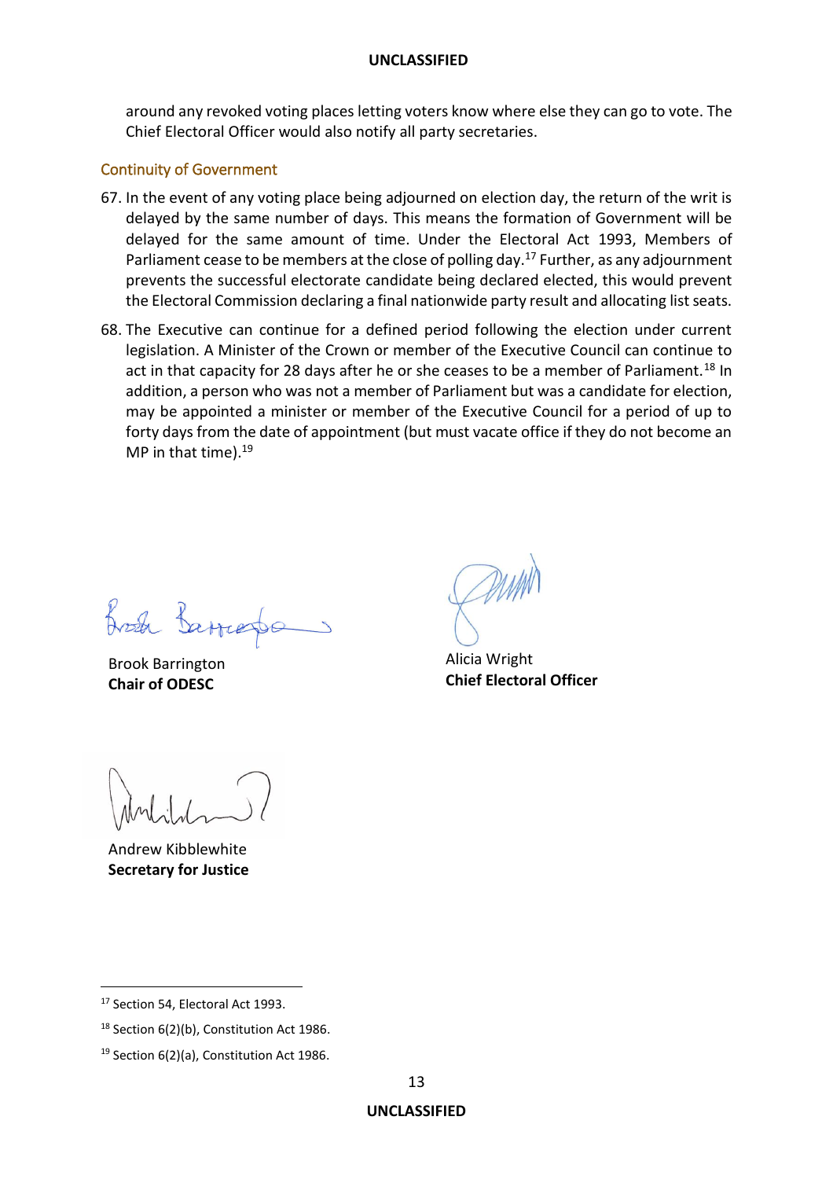around any revoked voting places letting voters know where else they can go to vote. The Chief Electoral Officer would also notify all party secretaries.

### Continuity of Government

67. In the event of any voting place being adjourned on election day, the return of the writ is delayed by the same number of days. This means the formation of Government will be delayed for the same amount of time. Under the Electoral Act 1993, Members of Parliament cease to be members at the close of polling day.[17] Further, as any adjournment prevents the successful electorate candidate being declared elected, this would prevent the Electoral Commission declaring a final nationwide party result and allocating list seats.

68. The Executive can continue for a defined period following the election under current legislation. A Minister of the Crown or member of the Executive Council can continue to act in that capacity for 28 days after he or she ceases to be a member of Parliament.[18] In addition, a person who was not a member of Parliament but was a candidate for election, may be appointed a minister or member of the Executive Council for a period of up to forty days from the date of appointment (but must vacate office if they do not become an MP in that time).[19]

Brook Barrington
**Chair of ODESC**

Alicia Wright
**Chief Electoral Officer**

Andrew Kibblewhite
**Secretary for Justice**

---

[17] Section 54, Electoral Act 1993.

[18] Section 6(2)(b), Constitution Act 1986.

[19] Section 6(2)(a), Constitution Act 1986.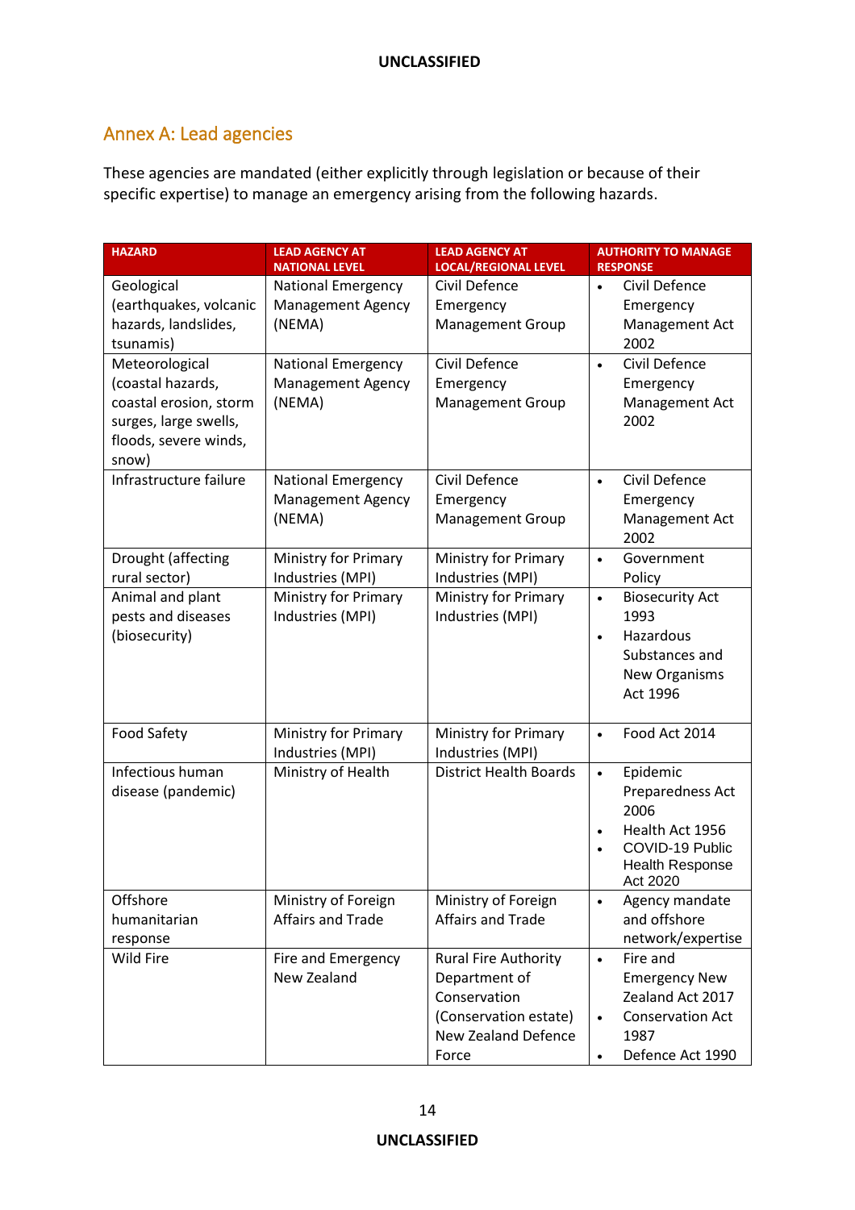## Annex A: Lead agencies

These agencies are mandated (either explicitly through legislation or because of their specific expertise) to manage an emergency arising from the following hazards.

| HAZARD | LEAD AGENCY AT NATIONAL LEVEL | LEAD AGENCY AT LOCAL/REGIONAL LEVEL | AUTHORITY TO MANAGE RESPONSE |
|---|---|---|---|
| Geological (earthquakes, volcanic hazards, landslides, tsunamis) | National Emergency Management Agency (NEMA) | Civil Defence Emergency Management Group | • Civil Defence Emergency Management Act 2002 |
| Meteorological (coastal hazards, coastal erosion, storm surges, large swells, floods, severe winds, snow) | National Emergency Management Agency (NEMA) | Civil Defence Emergency Management Group | • Civil Defence Emergency Management Act 2002 |
| Infrastructure failure | National Emergency Management Agency (NEMA) | Civil Defence Emergency Management Group | • Civil Defence Emergency Management Act 2002 |
| Drought (affecting rural sector) | Ministry for Primary Industries (MPI) | Ministry for Primary Industries (MPI) | • Government Policy |
| Animal and plant pests and diseases (biosecurity) | Ministry for Primary Industries (MPI) | Ministry for Primary Industries (MPI) | • Biosecurity Act 1993<br>• Hazardous Substances and New Organisms Act 1996 |
| Food Safety | Ministry for Primary Industries (MPI) | Ministry for Primary Industries (MPI) | • Food Act 2014 |
| Infectious human disease (pandemic) | Ministry of Health | District Health Boards | • Epidemic Preparedness Act 2006<br>• Health Act 1956<br>• COVID-19 Public Health Response Act 2020 |
| Offshore humanitarian response | Ministry of Foreign Affairs and Trade | Ministry of Foreign Affairs and Trade | • Agency mandate and offshore network/expertise |
| Wild Fire | Fire and Emergency New Zealand | Rural Fire Authority<br>Department of Conservation (Conservation estate)<br>New Zealand Defence Force | • Fire and Emergency New Zealand Act 2017<br>• Conservation Act 1987<br>• Defence Act 1990 |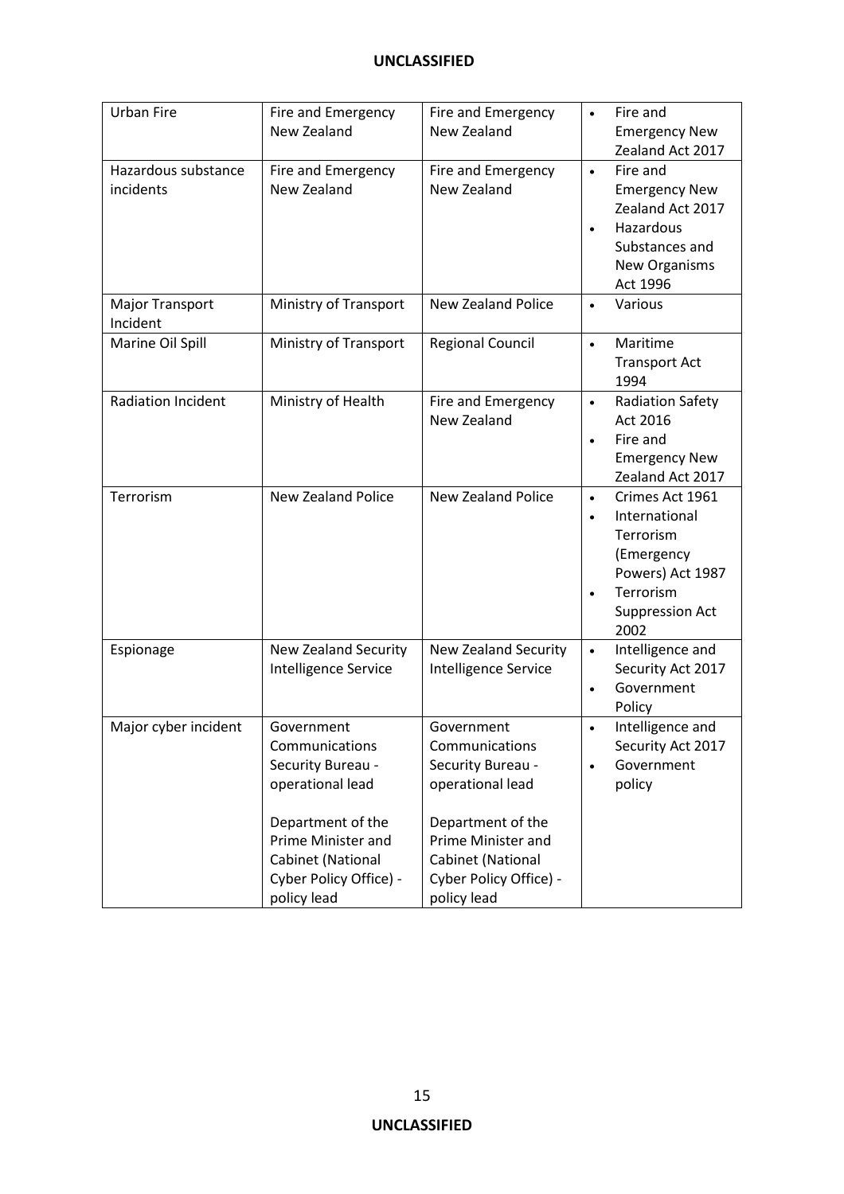| Urban Fire | Fire and Emergency New Zealand | Fire and Emergency New Zealand | • Fire and Emergency New Zealand Act 2017 |
|---|---|---|---|
| Hazardous substance incidents | Fire and Emergency New Zealand | Fire and Emergency New Zealand | • Fire and Emergency New Zealand Act 2017<br>• Hazardous Substances and New Organisms Act 1996 |
| Major Transport Incident | Ministry of Transport | New Zealand Police | • Various |
| Marine Oil Spill | Ministry of Transport | Regional Council | • Maritime Transport Act 1994 |
| Radiation Incident | Ministry of Health | Fire and Emergency New Zealand | • Radiation Safety Act 2016<br>• Fire and Emergency New Zealand Act 2017 |
| Terrorism | New Zealand Police | New Zealand Police | • Crimes Act 1961<br>• International Terrorism (Emergency Powers) Act 1987<br>• Terrorism Suppression Act 2002 |
| Espionage | New Zealand Security Intelligence Service | New Zealand Security Intelligence Service | • Intelligence and Security Act 2017<br>• Government Policy |
| Major cyber incident | Government Communications Security Bureau - operational lead<br><br>Department of the Prime Minister and Cabinet (National Cyber Policy Office) - policy lead | Government Communications Security Bureau - operational lead<br><br>Department of the Prime Minister and Cabinet (National Cyber Policy Office) - policy lead | • Intelligence and Security Act 2017<br>• Government policy |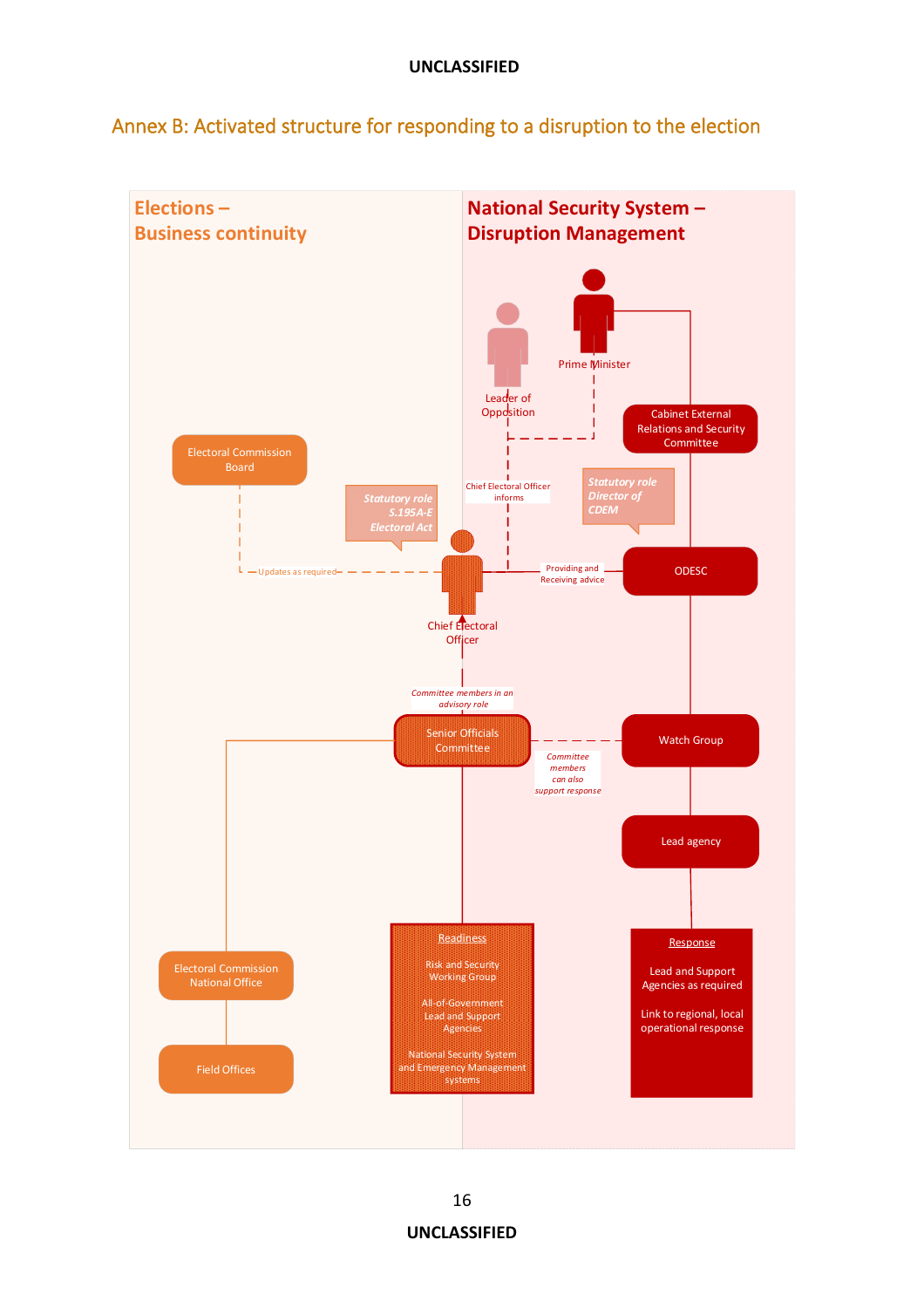## Annex B: Activated structure for responding to a disruption to the election

**Elections – Business continuity**

**National Security System – Disruption Management**

Prime Minister

Leader of Opposition

Cabinet External Relations and Security Committee

Electoral Commission Board

*Statutory role S.195A-E Electoral Act*

Chief Electoral Officer informs

*Statutory role Director of CDEM*

Updates as required

Providing and Receiving advice

ODESC

Chief Electoral Officer

*Committee members in an advisory role*

Senior Officials Committee

Watch Group

*Committee members can also support response*

Lead agency

Electoral Commission National Office

Field Offices

Readiness

- Risk and Security Working Group
- All-of-Government Lead and Support Agencies
- National Security System and Emergency Management systems

Response

- Lead and Support Agencies as required
- Link to regional, local operational response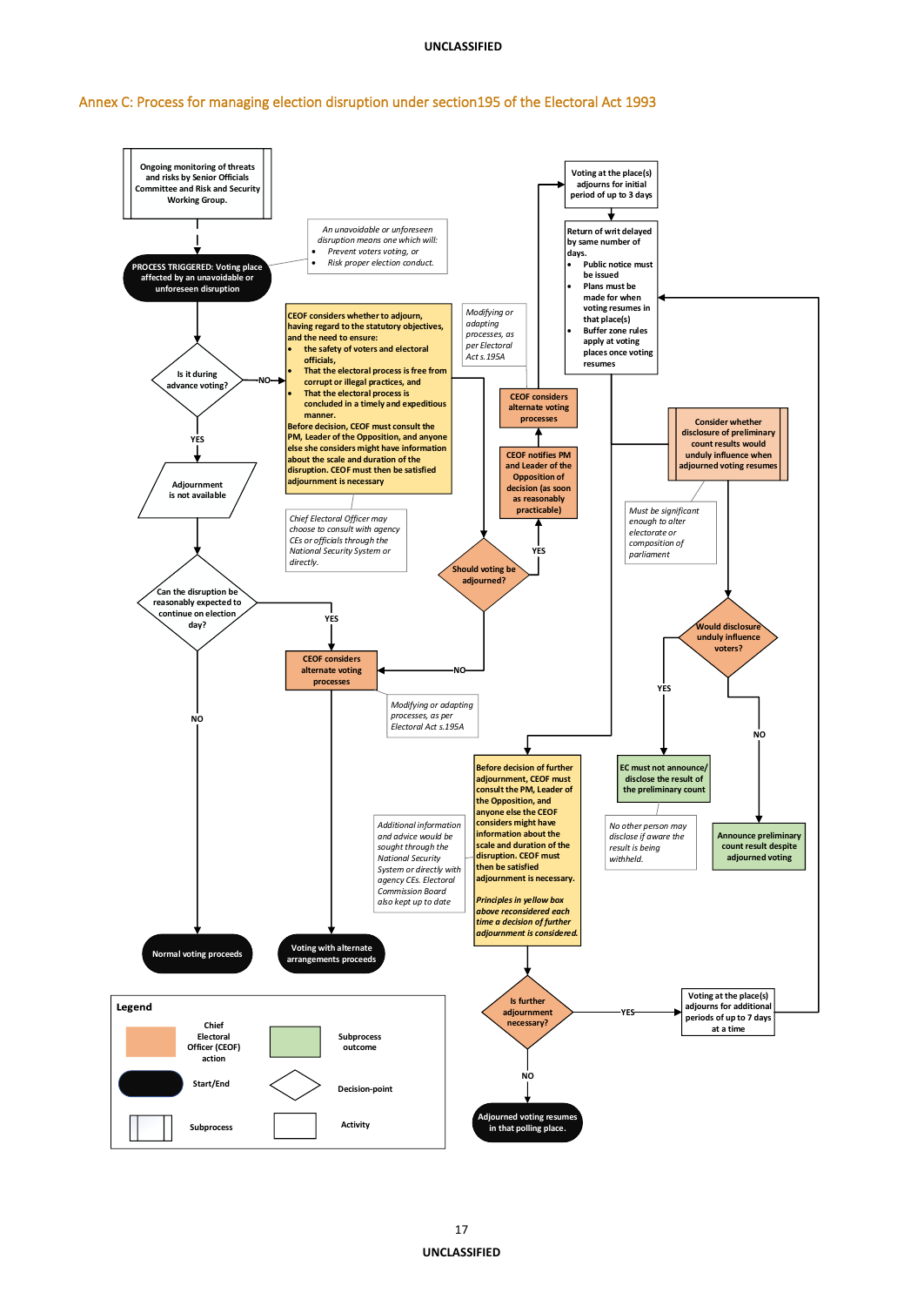## Annex C: Process for managing election disruption under section195 of the Electoral Act 1993

Ongoing monitoring of threats and risks by Senior Officials Committee and Risk and Security Working Group.

PROCESS TRIGGERED: Voting place affected by an unavoidable or unforeseen disruption

*An unavoidable or unforeseen disruption means one which will:*
- *Prevent voters voting, or*
- *Risk proper election conduct.*

Is it during advance voting?

YES

NO

Adjournment is not available

Can the disruption be reasonably expected to continue on election day?

YES

NO

Normal voting proceeds

CEOF considers whether to adjourn, having regard to the statutory objectives, and the need to ensure:
- That the safety of voters and electoral officials,
- That the electoral process is free from corrupt or illegal practices, and
- That the electoral process is concluded in a timely and expeditious manner.

Before decision, CEOF must consult the PM, Leader of the Opposition, and anyone else she considers might have information about the scale and duration of the disruption. CEOF must then be satisfied adjournment is necessary

*Chief Electoral Officer may choose to consult with agency CEs or officials through the National Security System or directly.*

*Modifying or adapting processes, as per Electoral Act s.195A*

Should voting be adjourned?

YES

NO

CEOF considers alternate voting processes

*Modifying or adapting processes, as per Electoral Act s.195A*

Voting with alternate arrangements proceeds

CEOF notifies PM and Leader of the Opposition of decision (as soon as reasonably practicable)

CEOF considers alternate voting processes

Voting at the place(s) adjourns for initial period of up to 3 days

Return of writ delayed by same number of days.
- Public notice must be issued
- Plans must be made for when voting resumes in that place(s)
- Buffer zone rules apply at voting places once voting resumes

Consider whether disclosure of preliminary count results would unduly influence when adjourned voting resumes

*Must be significant enough to alter electorate or composition of parliament*

Would disclosure unduly influence voters?

YES

NO

EC must not announce/ disclose the result of the preliminary count

*No other person may disclose if aware the result is being withheld.*

Announce preliminary count result despite adjourned voting

Before decision for further adjournment, CEOF must consult the PM, Leader of the Opposition, and anyone else the CEOF considers might have information about the scale and duration of the disruption. CEOF must then be satisfied adjournment is necessary.

***Principles in yellow box above reconsidered each time a decision of further adjournment is considered.***

*Additional information and advice would be sought through the National Security System or directly with agency CEs. Electoral Commission Board also kept up to date*

Is further adjournment necessary?

YES

NO

Voting at the place(s) adjourns for additional periods of up to 7 days at a time

Adjourned voting resumes in that polling place.

**Legend**

Chief Electoral Officer (CEOF) action

Subprocess outcome

Start/End

Decision-point

Subprocess

Activity